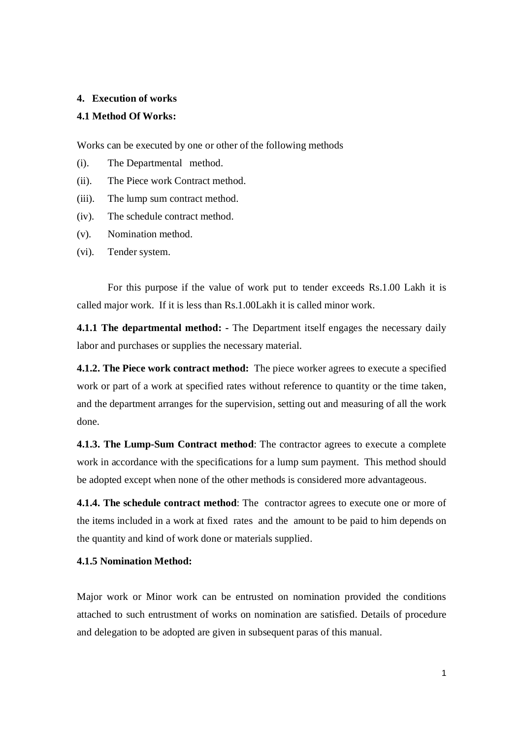## 4. Execution of works

### 4.1 Method Of Works:

Works can be executed by one or other of the following methods

(i). The Departmental method.

(ii). The Piece work Contract method.

(iii). The lump sum contract method.

(iv). The schedule contract method.

(v). Nomination method.

(vi). Tender system.

For this purpose if the value of work put to tender exceeds Rs.1.00 Lakh it is called major work. If it is less than Rs.1.00Lakh it is called minor work.

**4.1.1 The departmental method: -** The Department itself engages the necessary daily labor and purchases or supplies the necessary material.

**4.1.2. The Piece work contract method:** The piece worker agrees to execute a specified work or part of a work at specified rates without reference to quantity or the time taken, and the department arranges for the supervision, setting out and measuring of all the work done.

**4.1.3. The Lump-Sum Contract method**: The contractor agrees to execute a complete work in accordance with the specifications for a lump sum payment. This method should be adopted except when none of the other methods is considered more advantageous.

**4.1.4. The schedule contract method**: The contractor agrees to execute one or more of the items included in a work at fixed rates and the amount to be paid to him depends on the quantity and kind of work done or materials supplied.

**4.1.5 Nomination Method:**

Major work or Minor work can be entrusted on nomination provided the conditions attached to such entrustment of works on nomination are satisfied. Details of procedure and delegation to be adopted are given in subsequent paras of this manual.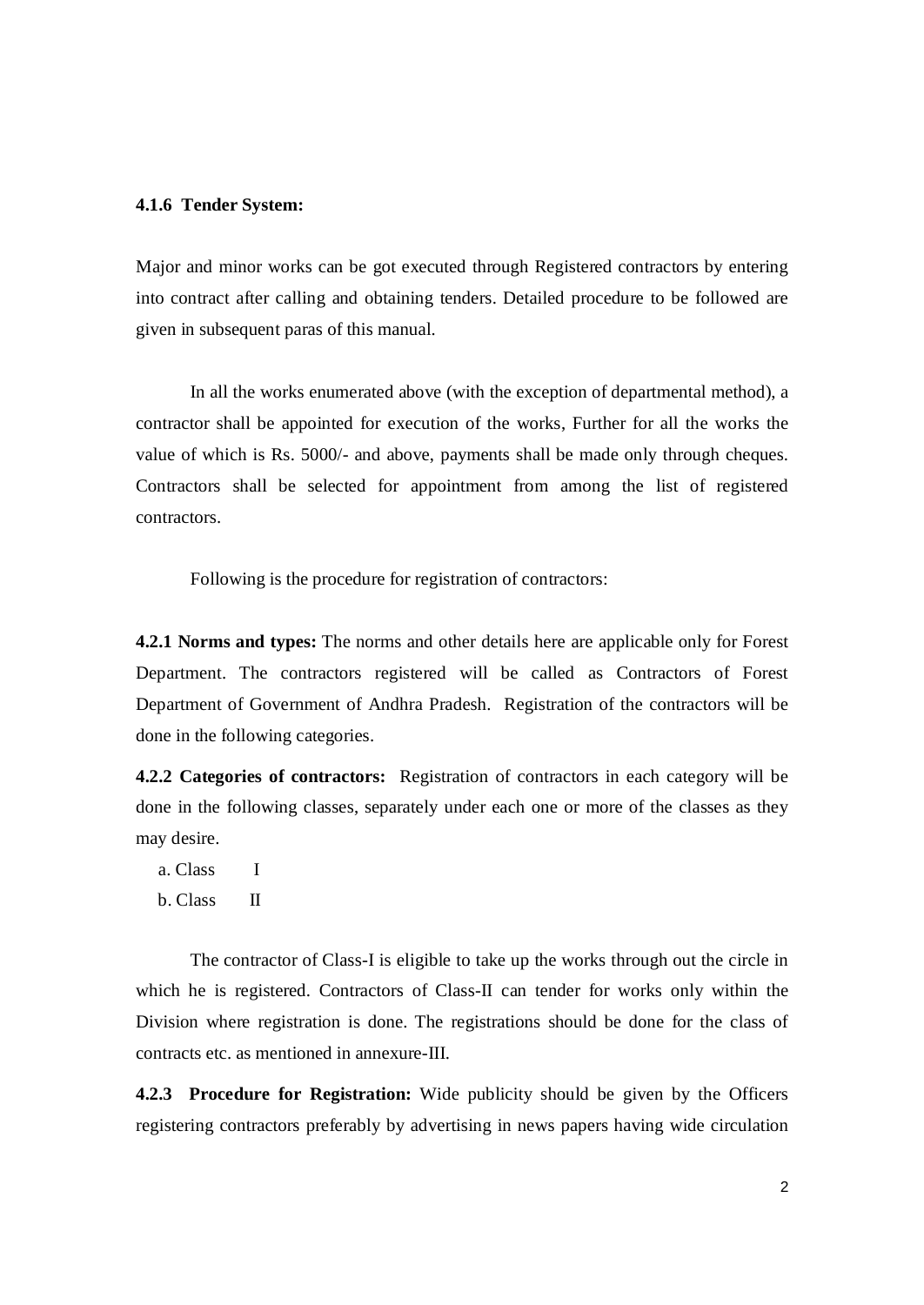**4.1.6 Tender System:**

Major and minor works can be got executed through Registered contractors by entering into contract after calling and obtaining tenders. Detailed procedure to be followed are given in subsequent paras of this manual.

In all the works enumerated above (with the exception of departmental method), a contractor shall be appointed for execution of the works, Further for all the works the value of which is Rs. 5000/- and above, payments shall be made only through cheques. Contractors shall be selected for appointment from among the list of registered contractors.

Following is the procedure for registration of contractors:

**4.2.1 Norms and types:** The norms and other details here are applicable only for Forest Department. The contractors registered will be called as Contractors of Forest Department of Government of Andhra Pradesh. Registration of the contractors will be done in the following categories.

**4.2.2 Categories of contractors:** Registration of contractors in each category will be done in the following classes, separately under each one or more of the classes as they may desire.

a. Class I
b. Class II

The contractor of Class-I is eligible to take up the works through out the circle in which he is registered. Contractors of Class-II can tender for works only within the Division where registration is done. The registrations should be done for the class of contracts etc. as mentioned in annexure-III.

**4.2.3 Procedure for Registration:** Wide publicity should be given by the Officers registering contractors preferably by advertising in news papers having wide circulation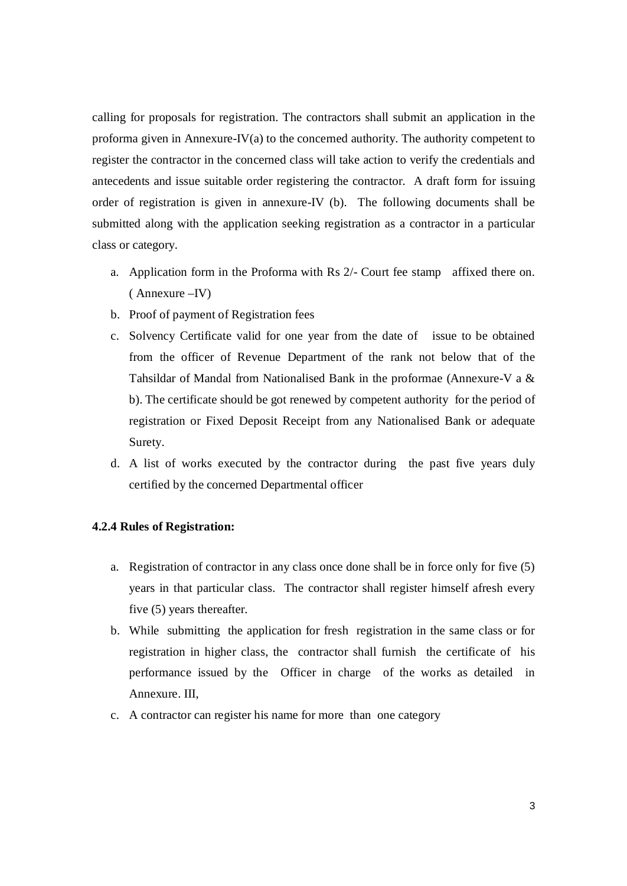calling for proposals for registration. The contractors shall submit an application in the proforma given in Annexure-IV(a) to the concerned authority. The authority competent to register the contractor in the concerned class will take action to verify the credentials and antecedents and issue suitable order registering the contractor. A draft form for issuing order of registration is given in annexure-IV (b). The following documents shall be submitted along with the application seeking registration as a contractor in a particular class or category.

a. Application form in the Proforma with Rs 2/- Court fee stamp affixed there on. ( Annexure –IV)
b. Proof of payment of Registration fees
c. Solvency Certificate valid for one year from the date of issue to be obtained from the officer of Revenue Department of the rank not below that of the Tahsildar of Mandal from Nationalised Bank in the proformae (Annexure-V a & b). The certificate should be got renewed by competent authority for the period of registration or Fixed Deposit Receipt from any Nationalised Bank or adequate Surety.
d. A list of works executed by the contractor during the past five years duly certified by the concerned Departmental officer

**4.2.4 Rules of Registration:**

a. Registration of contractor in any class once done shall be in force only for five (5) years in that particular class. The contractor shall register himself afresh every five (5) years thereafter.
b. While submitting the application for fresh registration in the same class or for registration in higher class, the contractor shall furnish the certificate of his performance issued by the Officer in charge of the works as detailed in Annexure. III,
c. A contractor can register his name for more than one category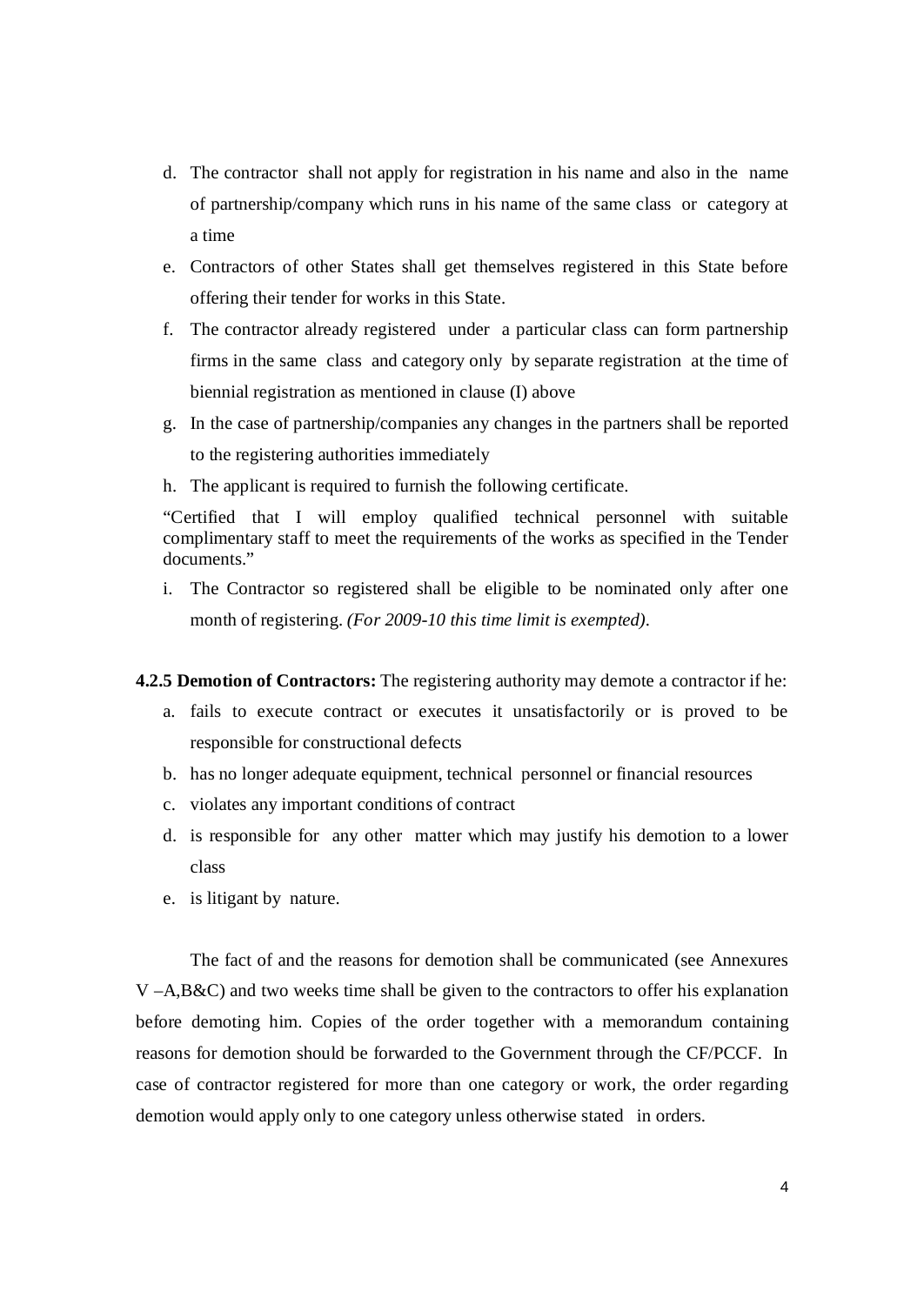d. The contractor shall not apply for registration in his name and also in the name of partnership/company which runs in his name of the same class or category at a time

e. Contractors of other States shall get themselves registered in this State before offering their tender for works in this State.

f. The contractor already registered under a particular class can form partnership firms in the same class and category only by separate registration at the time of biennial registration as mentioned in clause (I) above

g. In the case of partnership/companies any changes in the partners shall be reported to the registering authorities immediately

h. The applicant is required to furnish the following certificate.

"Certified that I will employ qualified technical personnel with suitable complimentary staff to meet the requirements of the works as specified in the Tender documents."

i. The Contractor so registered shall be eligible to be nominated only after one month of registering. *(For 2009-10 this time limit is exempted).*

**4.2.5 Demotion of Contractors:** The registering authority may demote a contractor if he:

a. fails to execute contract or executes it unsatisfactorily or is proved to be responsible for constructional defects

b. has no longer adequate equipment, technical personnel or financial resources

c. violates any important conditions of contract

d. is responsible for any other matter which may justify his demotion to a lower class

e. is litigant by nature.

The fact of and the reasons for demotion shall be communicated (see Annexures V –A,B&C) and two weeks time shall be given to the contractors to offer his explanation before demoting him. Copies of the order together with a memorandum containing reasons for demotion should be forwarded to the Government through the CF/PCCF. In case of contractor registered for more than one category or work, the order regarding demotion would apply only to one category unless otherwise stated in orders.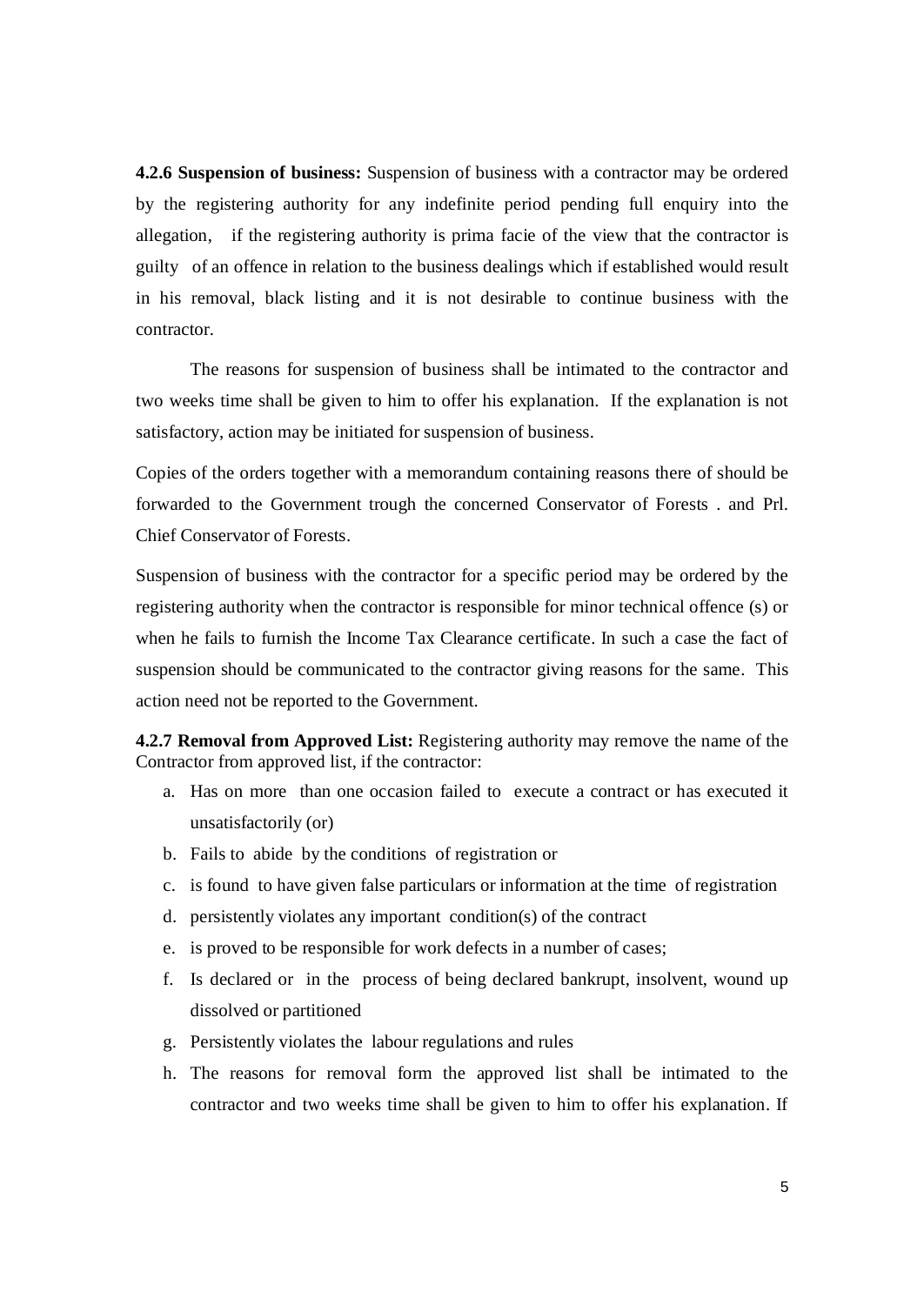**4.2.6 Suspension of business:** Suspension of business with a contractor may be ordered by the registering authority for any indefinite period pending full enquiry into the allegation, if the registering authority is prima facie of the view that the contractor is guilty of an offence in relation to the business dealings which if established would result in his removal, black listing and it is not desirable to continue business with the contractor.

The reasons for suspension of business shall be intimated to the contractor and two weeks time shall be given to him to offer his explanation. If the explanation is not satisfactory, action may be initiated for suspension of business.

Copies of the orders together with a memorandum containing reasons there of should be forwarded to the Government trough the concerned Conservator of Forests . and Prl. Chief Conservator of Forests.

Suspension of business with the contractor for a specific period may be ordered by the registering authority when the contractor is responsible for minor technical offence (s) or when he fails to furnish the Income Tax Clearance certificate. In such a case the fact of suspension should be communicated to the contractor giving reasons for the same. This action need not be reported to the Government.

**4.2.7 Removal from Approved List:** Registering authority may remove the name of the Contractor from approved list, if the contractor:

a. Has on more than one occasion failed to execute a contract or has executed it unsatisfactorily (or)
b. Fails to abide by the conditions of registration or
c. is found to have given false particulars or information at the time of registration
d. persistently violates any important condition(s) of the contract
e. is proved to be responsible for work defects in a number of cases;
f. Is declared or in the process of being declared bankrupt, insolvent, wound up dissolved or partitioned
g. Persistently violates the labour regulations and rules
h. The reasons for removal form the approved list shall be intimated to the contractor and two weeks time shall be given to him to offer his explanation. If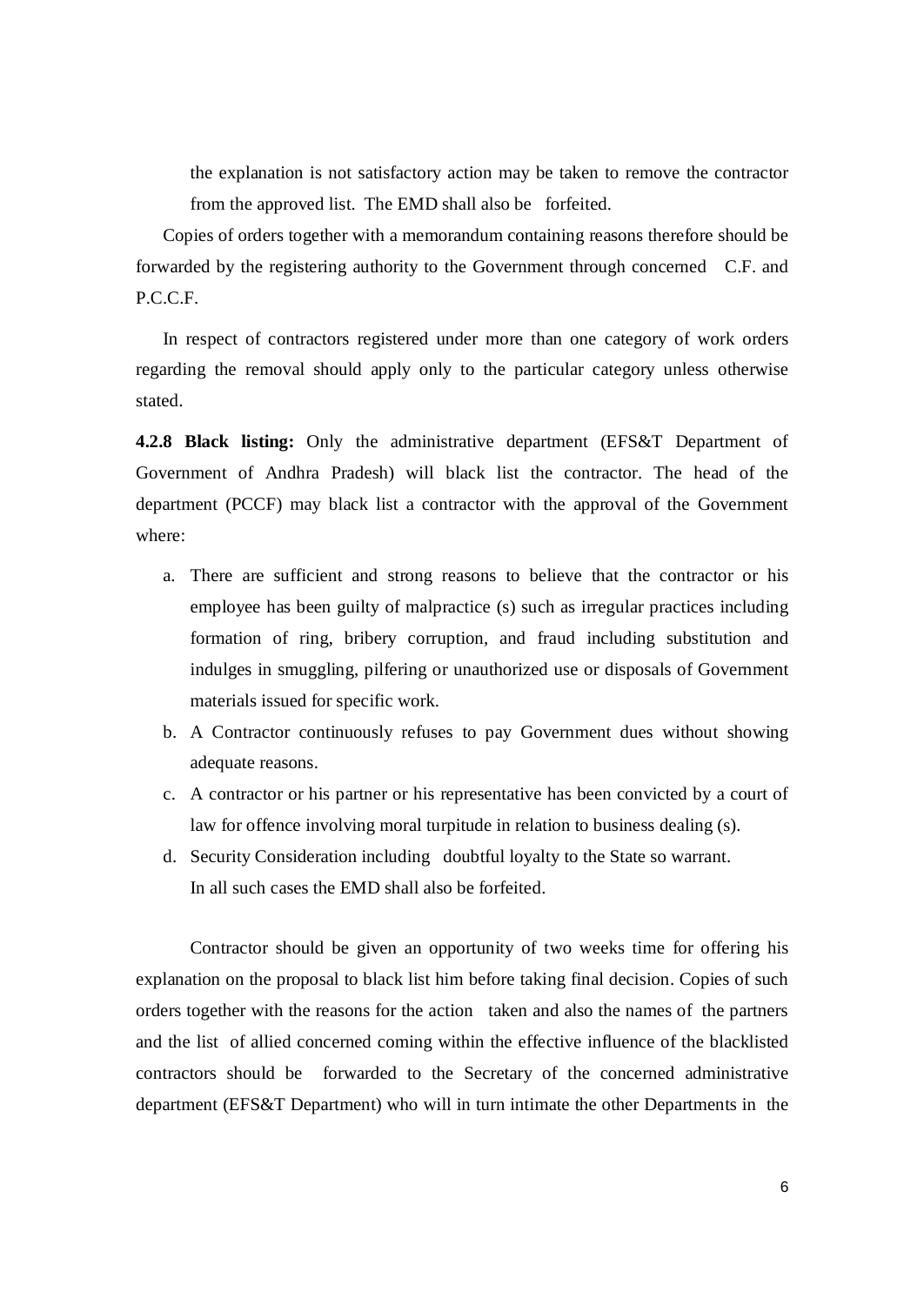the explanation is not satisfactory action may be taken to remove the contractor from the approved list. The EMD shall also be forfeited.

Copies of orders together with a memorandum containing reasons therefore should be forwarded by the registering authority to the Government through concerned C.F. and P.C.C.F.

In respect of contractors registered under more than one category of work orders regarding the removal should apply only to the particular category unless otherwise stated.

**4.2.8 Black listing:** Only the administrative department (EFS&T Department of Government of Andhra Pradesh) will black list the contractor. The head of the department (PCCF) may black list a contractor with the approval of the Government where:

a. There are sufficient and strong reasons to believe that the contractor or his employee has been guilty of malpractice (s) such as irregular practices including formation of ring, bribery corruption, and fraud including substitution and indulges in smuggling, pilfering or unauthorized use or disposals of Government materials issued for specific work.
b. A Contractor continuously refuses to pay Government dues without showing adequate reasons.
c. A contractor or his partner or his representative has been convicted by a court of law for offence involving moral turpitude in relation to business dealing (s).
d. Security Consideration including doubtful loyalty to the State so warrant.
   In all such cases the EMD shall also be forfeited.

Contractor should be given an opportunity of two weeks time for offering his explanation on the proposal to black list him before taking final decision. Copies of such orders together with the reasons for the action taken and also the names of the partners and the list of allied concerned coming within the effective influence of the blacklisted contractors should be forwarded to the Secretary of the concerned administrative department (EFS&T Department) who will in turn intimate the other Departments in the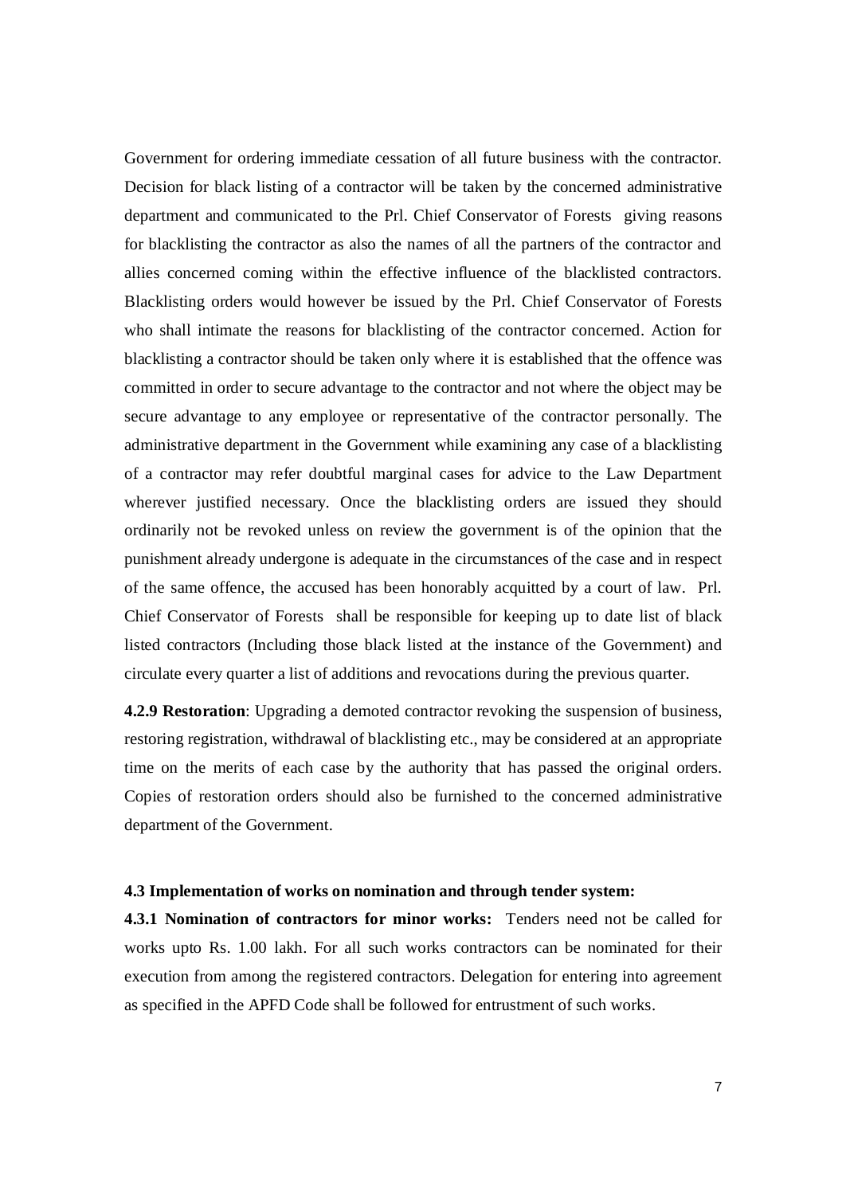Government for ordering immediate cessation of all future business with the contractor. Decision for black listing of a contractor will be taken by the concerned administrative department and communicated to the Prl. Chief Conservator of Forests giving reasons for blacklisting the contractor as also the names of all the partners of the contractor and allies concerned coming within the effective influence of the blacklisted contractors. Blacklisting orders would however be issued by the Prl. Chief Conservator of Forests who shall intimate the reasons for blacklisting of the contractor concerned. Action for blacklisting a contractor should be taken only where it is established that the offence was committed in order to secure advantage to the contractor and not where the object may be secure advantage to any employee or representative of the contractor personally. The administrative department in the Government while examining any case of a blacklisting of a contractor may refer doubtful marginal cases for advice to the Law Department wherever justified necessary. Once the blacklisting orders are issued they should ordinarily not be revoked unless on review the government is of the opinion that the punishment already undergone is adequate in the circumstances of the case and in respect of the same offence, the accused has been honorably acquitted by a court of law. Prl. Chief Conservator of Forests shall be responsible for keeping up to date list of black listed contractors (Including those black listed at the instance of the Government) and circulate every quarter a list of additions and revocations during the previous quarter.

**4.2.9 Restoration**: Upgrading a demoted contractor revoking the suspension of business, restoring registration, withdrawal of blacklisting etc., may be considered at an appropriate time on the merits of each case by the authority that has passed the original orders. Copies of restoration orders should also be furnished to the concerned administrative department of the Government.

### 4.3 Implementation of works on nomination and through tender system:

**4.3.1 Nomination of contractors for minor works:** Tenders need not be called for works upto Rs. 1.00 lakh. For all such works contractors can be nominated for their execution from among the registered contractors. Delegation for entering into agreement as specified in the APFD Code shall be followed for entrustment of such works.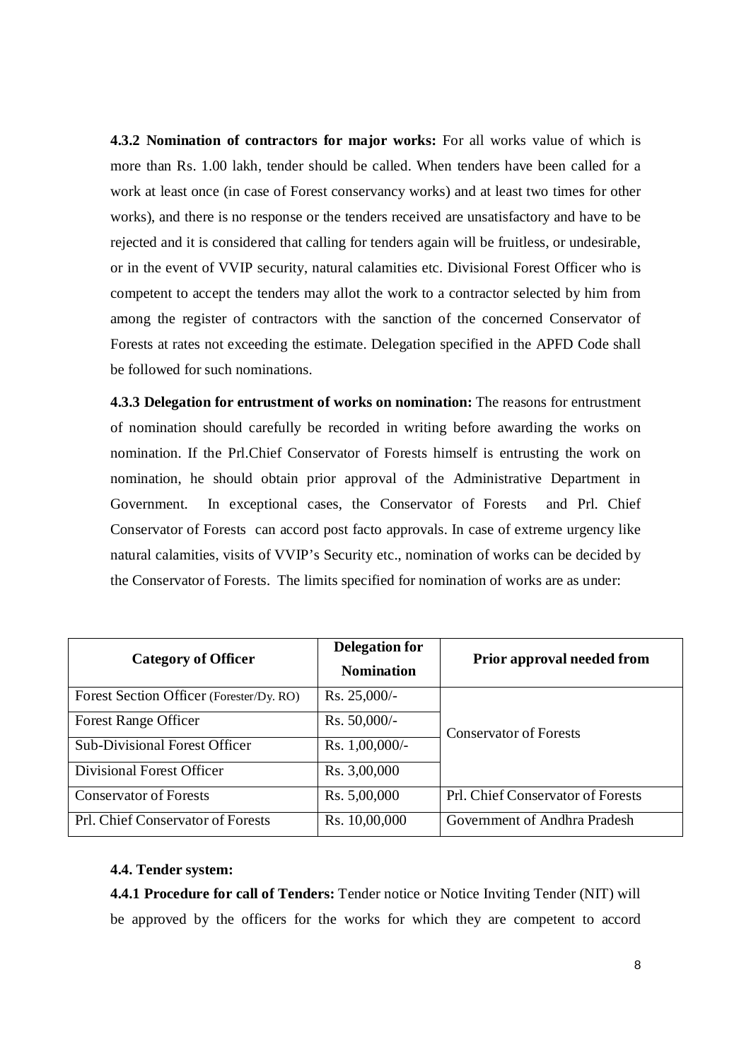**4.3.2 Nomination of contractors for major works:** For all works value of which is more than Rs. 1.00 lakh, tender should be called. When tenders have been called for a work at least once (in case of Forest conservancy works) and at least two times for other works), and there is no response or the tenders received are unsatisfactory and have to be rejected and it is considered that calling for tenders again will be fruitless, or undesirable, or in the event of VVIP security, natural calamities etc. Divisional Forest Officer who is competent to accept the tenders may allot the work to a contractor selected by him from among the register of contractors with the sanction of the concerned Conservator of Forests at rates not exceeding the estimate. Delegation specified in the APFD Code shall be followed for such nominations.

**4.3.3 Delegation for entrustment of works on nomination:** The reasons for entrustment of nomination should carefully be recorded in writing before awarding the works on nomination. If the Prl.Chief Conservator of Forests himself is entrusting the work on nomination, he should obtain prior approval of the Administrative Department in Government. In exceptional cases, the Conservator of Forests and Prl. Chief Conservator of Forests can accord post facto approvals. In case of extreme urgency like natural calamities, visits of VVIP's Security etc., nomination of works can be decided by the Conservator of Forests. The limits specified for nomination of works are as under:

| Category of Officer | Delegation for Nomination | Prior approval needed from |
|---|---|---|
| Forest Section Officer (Forester/Dy. RO) | Rs. 25,000/- | Conservator of Forests |
| Forest Range Officer | Rs. 50,000/- | |
| Sub-Divisional Forest Officer | Rs. 1,00,000/- | |
| Divisional Forest Officer | Rs. 3,00,000 | |
| Conservator of Forests | Rs. 5,00,000 | Prl. Chief Conservator of Forests |
| Prl. Chief Conservator of Forests | Rs. 10,00,000 | Government of Andhra Pradesh |

**4.4. Tender system:**

**4.4.1 Procedure for call of Tenders:** Tender notice or Notice Inviting Tender (NIT) will be approved by the officers for the works for which they are competent to accord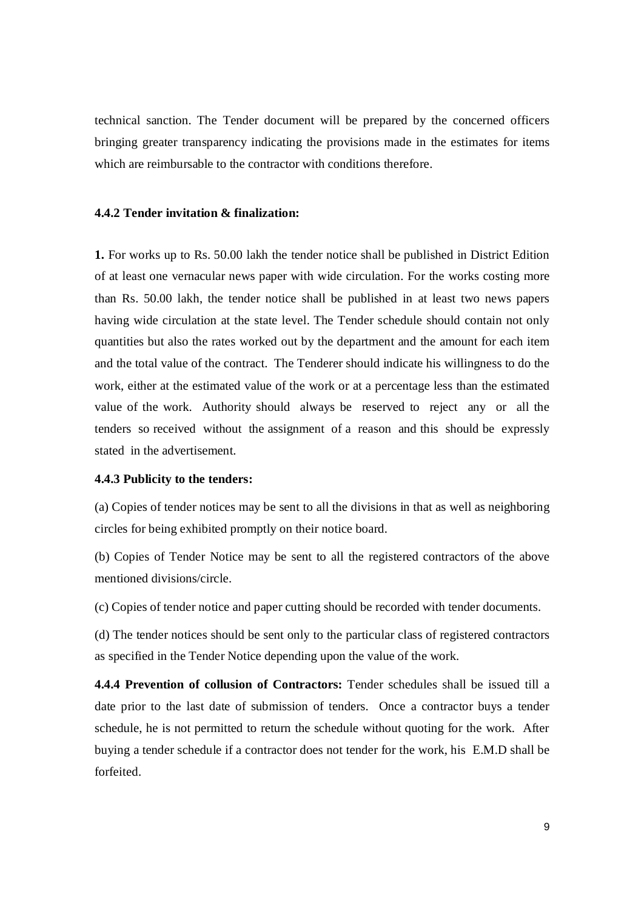technical sanction. The Tender document will be prepared by the concerned officers bringing greater transparency indicating the provisions made in the estimates for items which are reimbursable to the contractor with conditions therefore.

#### 4.4.2 Tender invitation & finalization:

**1.** For works up to Rs. 50.00 lakh the tender notice shall be published in District Edition of at least one vernacular news paper with wide circulation. For the works costing more than Rs. 50.00 lakh, the tender notice shall be published in at least two news papers having wide circulation at the state level. The Tender schedule should contain not only quantities but also the rates worked out by the department and the amount for each item and the total value of the contract. The Tenderer should indicate his willingness to do the work, either at the estimated value of the work or at a percentage less than the estimated value of the work. Authority should always be reserved to reject any or all the tenders so received without the assignment of a reason and this should be expressly stated in the advertisement.

#### 4.4.3 Publicity to the tenders:

(a) Copies of tender notices may be sent to all the divisions in that as well as neighboring circles for being exhibited promptly on their notice board.

(b) Copies of Tender Notice may be sent to all the registered contractors of the above mentioned divisions/circle.

(c) Copies of tender notice and paper cutting should be recorded with tender documents.

(d) The tender notices should be sent only to the particular class of registered contractors as specified in the Tender Notice depending upon the value of the work.

**4.4.4 Prevention of collusion of Contractors:** Tender schedules shall be issued till a date prior to the last date of submission of tenders. Once a contractor buys a tender schedule, he is not permitted to return the schedule without quoting for the work. After buying a tender schedule if a contractor does not tender for the work, his E.M.D shall be forfeited.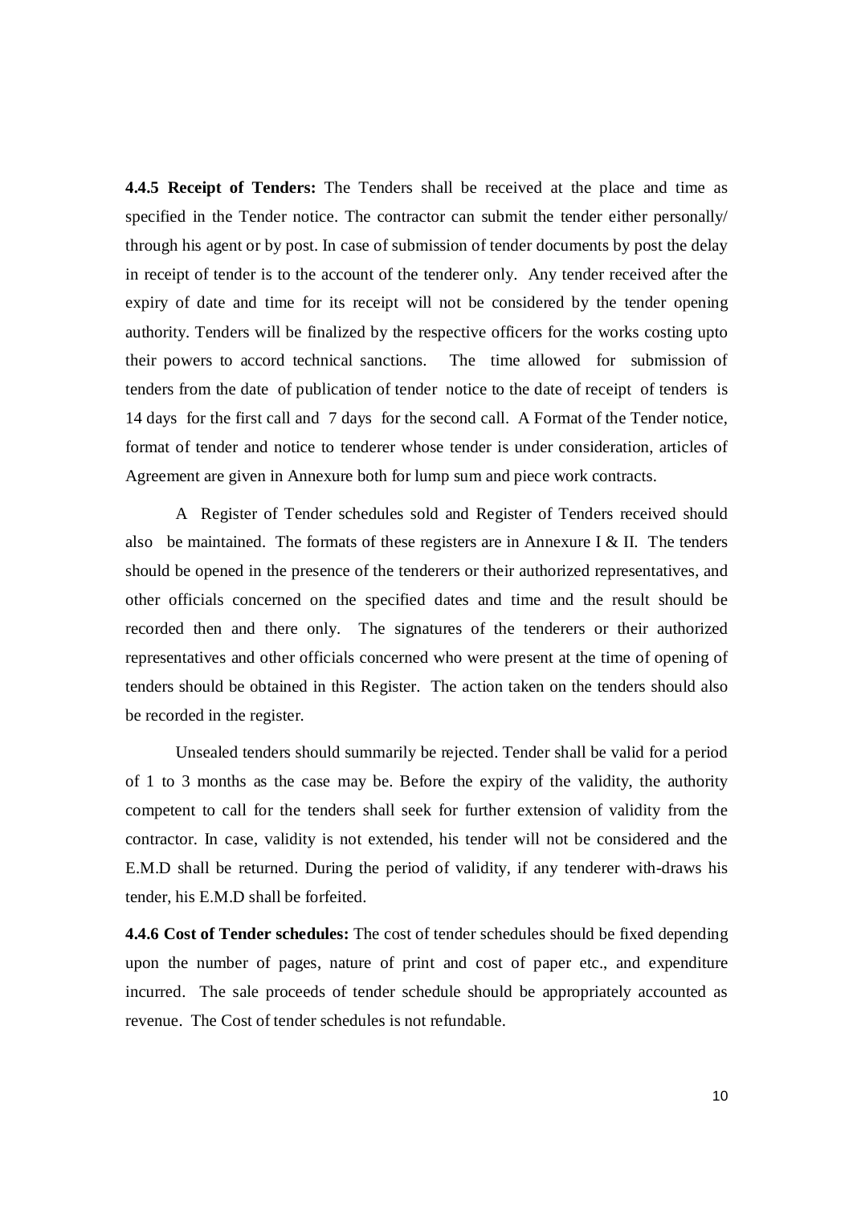**4.4.5 Receipt of Tenders:** The Tenders shall be received at the place and time as specified in the Tender notice. The contractor can submit the tender either personally/ through his agent or by post. In case of submission of tender documents by post the delay in receipt of tender is to the account of the tenderer only. Any tender received after the expiry of date and time for its receipt will not be considered by the tender opening authority. Tenders will be finalized by the respective officers for the works costing upto their powers to accord technical sanctions. The time allowed for submission of tenders from the date of publication of tender notice to the date of receipt of tenders is 14 days for the first call and 7 days for the second call. A Format of the Tender notice, format of tender and notice to tenderer whose tender is under consideration, articles of Agreement are given in Annexure both for lump sum and piece work contracts.

A Register of Tender schedules sold and Register of Tenders received should also be maintained. The formats of these registers are in Annexure I & II. The tenders should be opened in the presence of the tenderers or their authorized representatives, and other officials concerned on the specified dates and time and the result should be recorded then and there only. The signatures of the tenderers or their authorized representatives and other officials concerned who were present at the time of opening of tenders should be obtained in this Register. The action taken on the tenders should also be recorded in the register.

Unsealed tenders should summarily be rejected. Tender shall be valid for a period of 1 to 3 months as the case may be. Before the expiry of the validity, the authority competent to call for the tenders shall seek for further extension of validity from the contractor. In case, validity is not extended, his tender will not be considered and the E.M.D shall be returned. During the period of validity, if any tenderer with-draws his tender, his E.M.D shall be forfeited.

**4.4.6 Cost of Tender schedules:** The cost of tender schedules should be fixed depending upon the number of pages, nature of print and cost of paper etc., and expenditure incurred. The sale proceeds of tender schedule should be appropriately accounted as revenue. The Cost of tender schedules is not refundable.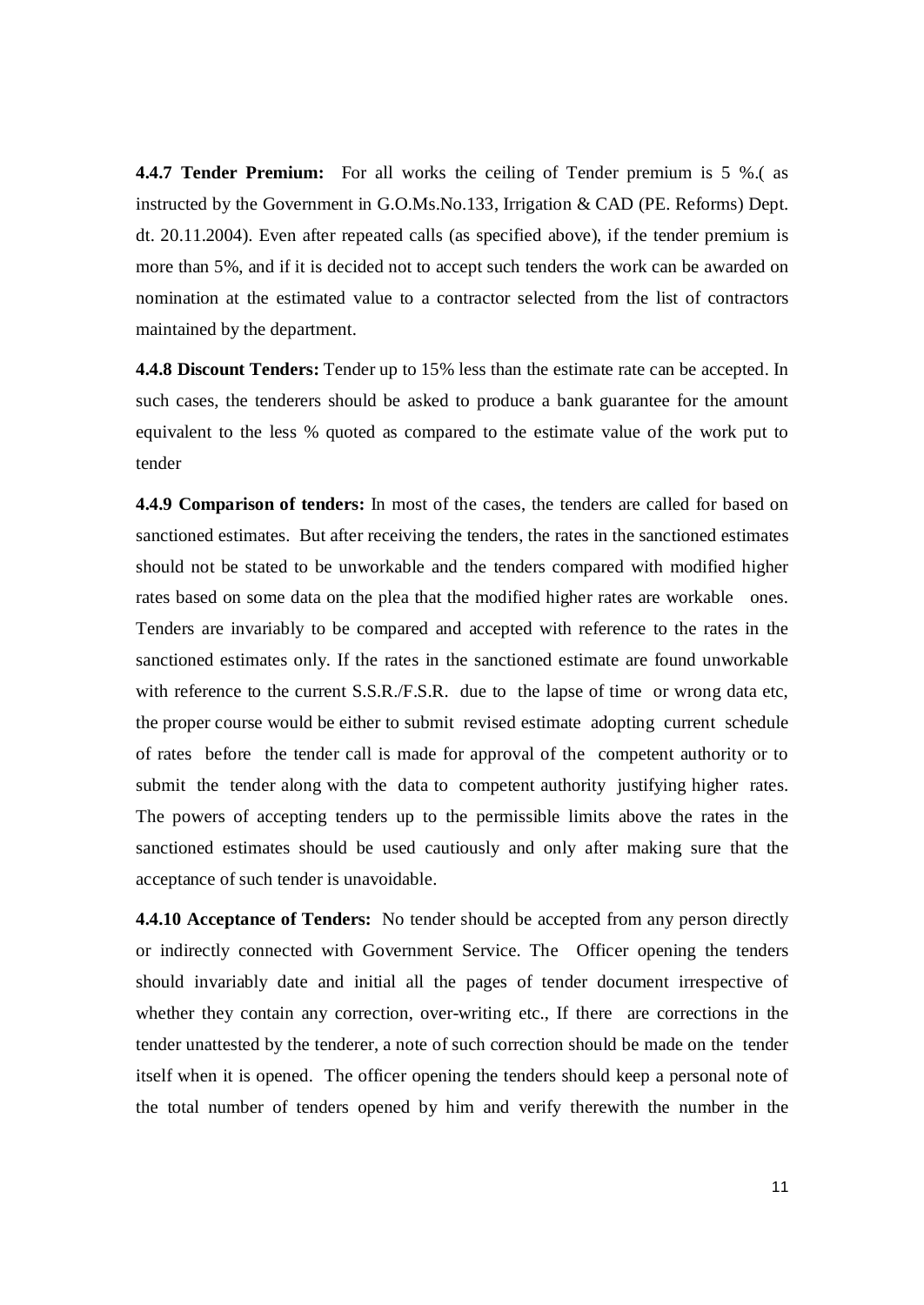**4.4.7 Tender Premium:** For all works the ceiling of Tender premium is 5 %.( as instructed by the Government in G.O.Ms.No.133, Irrigation & CAD (PE. Reforms) Dept. dt. 20.11.2004). Even after repeated calls (as specified above), if the tender premium is more than 5%, and if it is decided not to accept such tenders the work can be awarded on nomination at the estimated value to a contractor selected from the list of contractors maintained by the department.

**4.4.8 Discount Tenders:** Tender up to 15% less than the estimate rate can be accepted. In such cases, the tenderers should be asked to produce a bank guarantee for the amount equivalent to the less % quoted as compared to the estimate value of the work put to tender

**4.4.9 Comparison of tenders:** In most of the cases, the tenders are called for based on sanctioned estimates. But after receiving the tenders, the rates in the sanctioned estimates should not be stated to be unworkable and the tenders compared with modified higher rates based on some data on the plea that the modified higher rates are workable ones. Tenders are invariably to be compared and accepted with reference to the rates in the sanctioned estimates only. If the rates in the sanctioned estimate are found unworkable with reference to the current S.S.R./F.S.R. due to the lapse of time or wrong data etc, the proper course would be either to submit revised estimate adopting current schedule of rates before the tender call is made for approval of the competent authority or to submit the tender along with the data to competent authority justifying higher rates. The powers of accepting tenders up to the permissible limits above the rates in the sanctioned estimates should be used cautiously and only after making sure that the acceptance of such tender is unavoidable.

**4.4.10 Acceptance of Tenders:** No tender should be accepted from any person directly or indirectly connected with Government Service. The Officer opening the tenders should invariably date and initial all the pages of tender document irrespective of whether they contain any correction, over-writing etc., If there are corrections in the tender unattested by the tenderer, a note of such correction should be made on the tender itself when it is opened. The officer opening the tenders should keep a personal note of the total number of tenders opened by him and verify therewith the number in the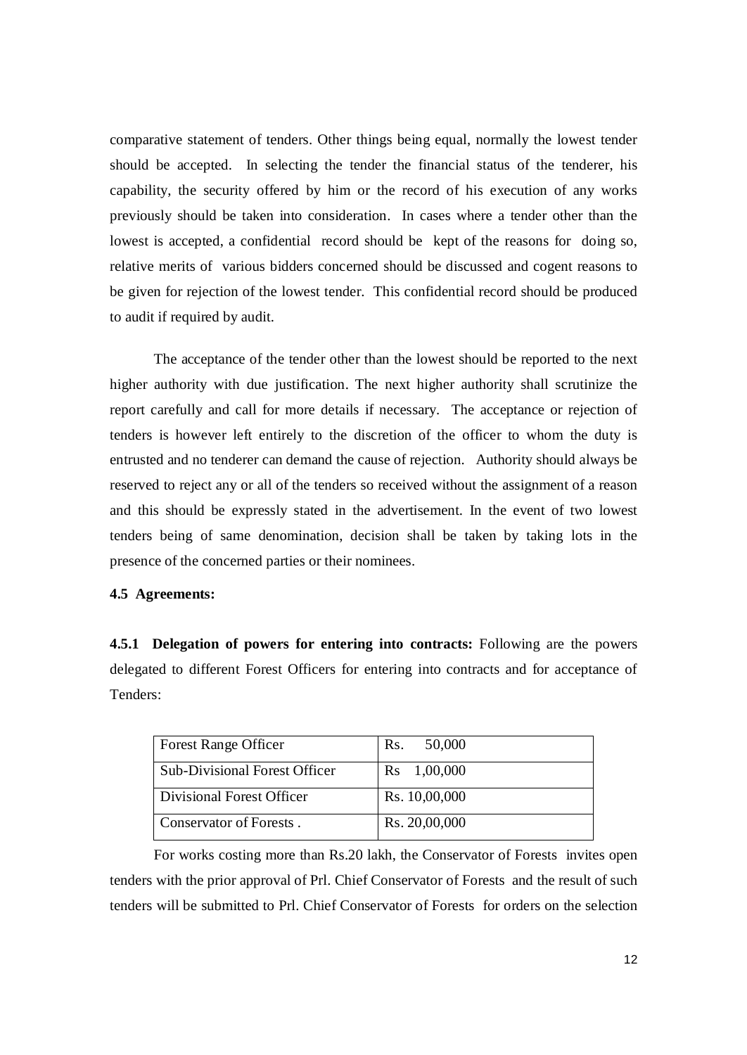comparative statement of tenders. Other things being equal, normally the lowest tender should be accepted. In selecting the tender the financial status of the tenderer, his capability, the security offered by him or the record of his execution of any works previously should be taken into consideration. In cases where a tender other than the lowest is accepted, a confidential record should be kept of the reasons for doing so, relative merits of various bidders concerned should be discussed and cogent reasons to be given for rejection of the lowest tender. This confidential record should be produced to audit if required by audit.

The acceptance of the tender other than the lowest should be reported to the next higher authority with due justification. The next higher authority shall scrutinize the report carefully and call for more details if necessary. The acceptance or rejection of tenders is however left entirely to the discretion of the officer to whom the duty is entrusted and no tenderer can demand the cause of rejection. Authority should always be reserved to reject any or all of the tenders so received without the assignment of a reason and this should be expressly stated in the advertisement. In the event of two lowest tenders being of same denomination, decision shall be taken by taking lots in the presence of the concerned parties or their nominees.

**4.5 Agreements:**

**4.5.1 Delegation of powers for entering into contracts:** Following are the powers delegated to different Forest Officers for entering into contracts and for acceptance of Tenders:

| | |
|---|---|
| Forest Range Officer | Rs. 50,000 |
| Sub-Divisional Forest Officer | Rs 1,00,000 |
| Divisional Forest Officer | Rs. 10,00,000 |
| Conservator of Forests . | Rs. 20,00,000 |

For works costing more than Rs.20 lakh, the Conservator of Forests invites open tenders with the prior approval of Prl. Chief Conservator of Forests and the result of such tenders will be submitted to Prl. Chief Conservator of Forests for orders on the selection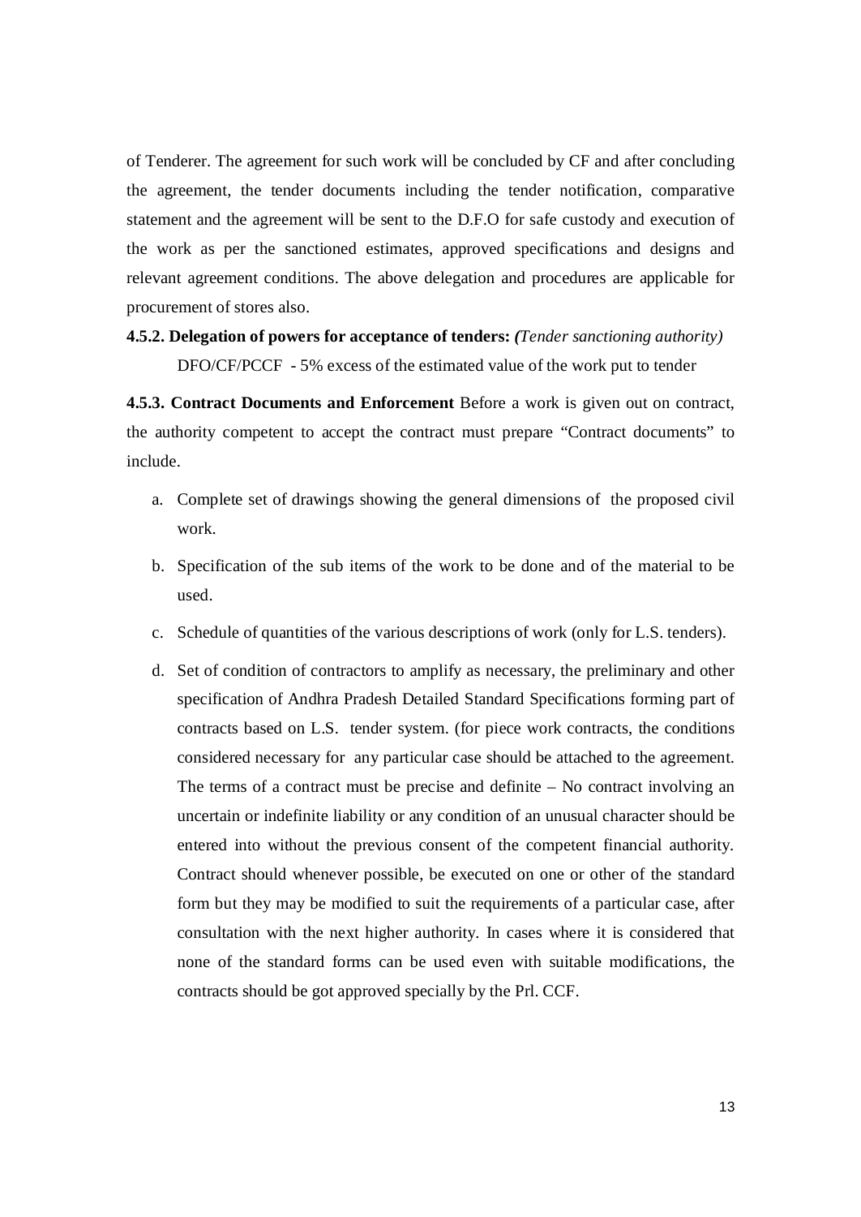of Tenderer. The agreement for such work will be concluded by CF and after concluding the agreement, the tender documents including the tender notification, comparative statement and the agreement will be sent to the D.F.O for safe custody and execution of the work as per the sanctioned estimates, approved specifications and designs and relevant agreement conditions. The above delegation and procedures are applicable for procurement of stores also.

**4.5.2. Delegation of powers for acceptance of tenders:** ***(****Tender sanctioning authority)*

DFO/CF/PCCF - 5% excess of the estimated value of the work put to tender

**4.5.3. Contract Documents and Enforcement** Before a work is given out on contract, the authority competent to accept the contract must prepare "Contract documents" to include.

a. Complete set of drawings showing the general dimensions of the proposed civil work.

b. Specification of the sub items of the work to be done and of the material to be used.

c. Schedule of quantities of the various descriptions of work (only for L.S. tenders).

d. Set of condition of contractors to amplify as necessary, the preliminary and other specification of Andhra Pradesh Detailed Standard Specifications forming part of contracts based on L.S. tender system. (for piece work contracts, the conditions considered necessary for any particular case should be attached to the agreement. The terms of a contract must be precise and definite – No contract involving an uncertain or indefinite liability or any condition of an unusual character should be entered into without the previous consent of the competent financial authority. Contract should whenever possible, be executed on one or other of the standard form but they may be modified to suit the requirements of a particular case, after consultation with the next higher authority. In cases where it is considered that none of the standard forms can be used even with suitable modifications, the contracts should be got approved specially by the Prl. CCF.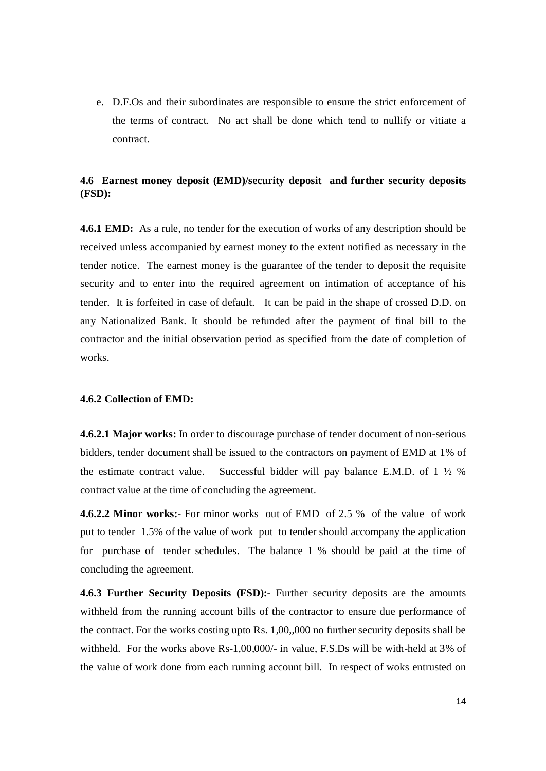e. D.F.Os and their subordinates are responsible to ensure the strict enforcement of the terms of contract. No act shall be done which tend to nullify or vitiate a contract.

### 4.6 Earnest money deposit (EMD)/security deposit and further security deposits (FSD):

**4.6.1 EMD:** As a rule, no tender for the execution of works of any description should be received unless accompanied by earnest money to the extent notified as necessary in the tender notice. The earnest money is the guarantee of the tender to deposit the requisite security and to enter into the required agreement on intimation of acceptance of his tender. It is forfeited in case of default. It can be paid in the shape of crossed D.D. on any Nationalized Bank. It should be refunded after the payment of final bill to the contractor and the initial observation period as specified from the date of completion of works.

#### 4.6.2 Collection of EMD:

**4.6.2.1 Major works:** In order to discourage purchase of tender document of non-serious bidders, tender document shall be issued to the contractors on payment of EMD at 1% of the estimate contract value. Successful bidder will pay balance E.M.D. of 1 ½ % contract value at the time of concluding the agreement.

**4.6.2.2 Minor works:-** For minor works out of EMD of 2.5 % of the value of work put to tender 1.5% of the value of work put to tender should accompany the application for purchase of tender schedules. The balance 1 % should be paid at the time of concluding the agreement.

**4.6.3 Further Security Deposits (FSD):-** Further security deposits are the amounts withheld from the running account bills of the contractor to ensure due performance of the contract. For the works costing upto Rs. 1,00,,000 no further security deposits shall be withheld. For the works above Rs-1,00,000/- in value, F.S.Ds will be with-held at 3% of the value of work done from each running account bill. In respect of woks entrusted on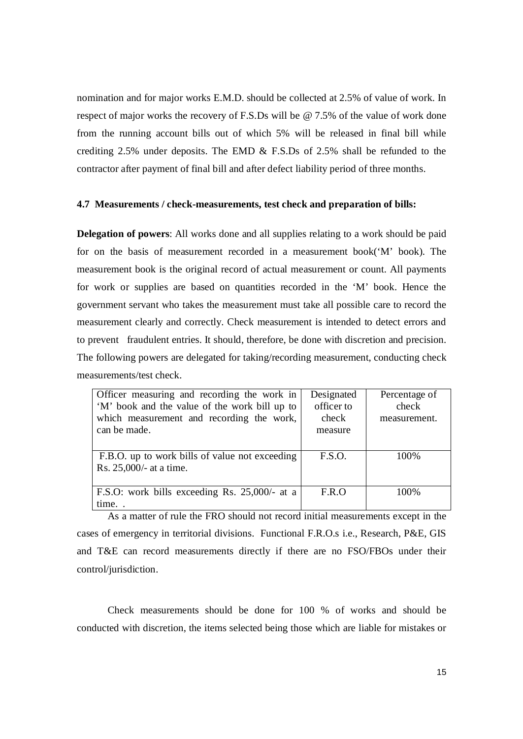nomination and for major works E.M.D. should be collected at 2.5% of value of work. In respect of major works the recovery of F.S.Ds will be @ 7.5% of the value of work done from the running account bills out of which 5% will be released in final bill while crediting 2.5% under deposits. The EMD & F.S.Ds of 2.5% shall be refunded to the contractor after payment of final bill and after defect liability period of three months.

#### 4.7 Measurements / check-measurements, test check and preparation of bills:

**Delegation of powers**: All works done and all supplies relating to a work should be paid for on the basis of measurement recorded in a measurement book('M' book). The measurement book is the original record of actual measurement or count. All payments for work or supplies are based on quantities recorded in the 'M' book. Hence the government servant who takes the measurement must take all possible care to record the measurement clearly and correctly. Check measurement is intended to detect errors and to prevent fraudulent entries. It should, therefore, be done with discretion and precision. The following powers are delegated for taking/recording measurement, conducting check measurements/test check.

| Officer measuring and recording the work in 'M' book and the value of the work bill up to which measurement and recording the work, can be made. | Designated officer to check measure | Percentage of check measurement. |
|---|---|---|
| F.B.O. up to work bills of value not exceeding Rs. 25,000/- at a time. | F.S.O. | 100% |
| F.S.O: work bills exceeding Rs. 25,000/- at a time. . | F.R.O | 100% |

As a matter of rule the FRO should not record initial measurements except in the cases of emergency in territorial divisions. Functional F.R.O.s i.e., Research, P&E, GIS and T&E can record measurements directly if there are no FSO/FBOs under their control/jurisdiction.

Check measurements should be done for 100 % of works and should be conducted with discretion, the items selected being those which are liable for mistakes or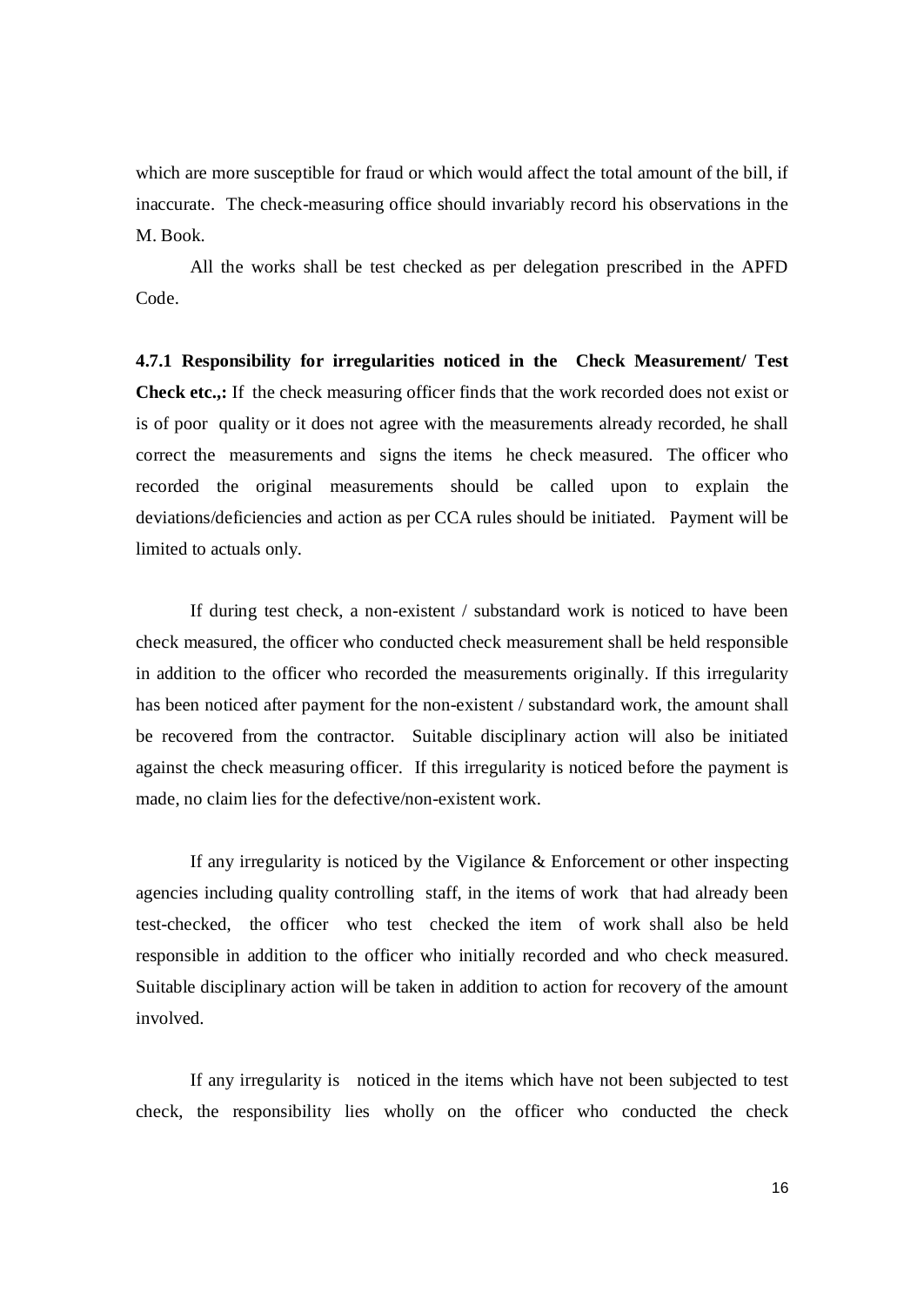which are more susceptible for fraud or which would affect the total amount of the bill, if inaccurate. The check-measuring office should invariably record his observations in the M. Book.

All the works shall be test checked as per delegation prescribed in the APFD Code.

**4.7.1 Responsibility for irregularities noticed in the Check Measurement/ Test Check etc.,:** If the check measuring officer finds that the work recorded does not exist or is of poor quality or it does not agree with the measurements already recorded, he shall correct the measurements and signs the items he check measured. The officer who recorded the original measurements should be called upon to explain the deviations/deficiencies and action as per CCA rules should be initiated. Payment will be limited to actuals only.

If during test check, a non-existent / substandard work is noticed to have been check measured, the officer who conducted check measurement shall be held responsible in addition to the officer who recorded the measurements originally. If this irregularity has been noticed after payment for the non-existent / substandard work, the amount shall be recovered from the contractor. Suitable disciplinary action will also be initiated against the check measuring officer. If this irregularity is noticed before the payment is made, no claim lies for the defective/non-existent work.

If any irregularity is noticed by the Vigilance & Enforcement or other inspecting agencies including quality controlling staff, in the items of work that had already been test-checked, the officer who test checked the item of work shall also be held responsible in addition to the officer who initially recorded and who check measured. Suitable disciplinary action will be taken in addition to action for recovery of the amount involved.

If any irregularity is noticed in the items which have not been subjected to test check, the responsibility lies wholly on the officer who conducted the check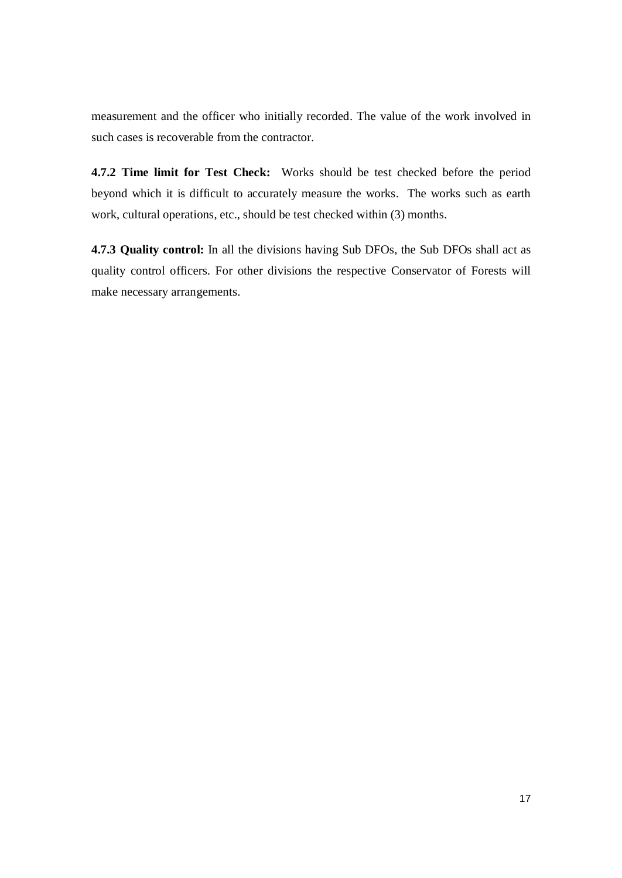measurement and the officer who initially recorded. The value of the work involved in such cases is recoverable from the contractor.

**4.7.2 Time limit for Test Check:** Works should be test checked before the period beyond which it is difficult to accurately measure the works. The works such as earth work, cultural operations, etc., should be test checked within (3) months.

**4.7.3 Quality control:** In all the divisions having Sub DFOs, the Sub DFOs shall act as quality control officers. For other divisions the respective Conservator of Forests will make necessary arrangements.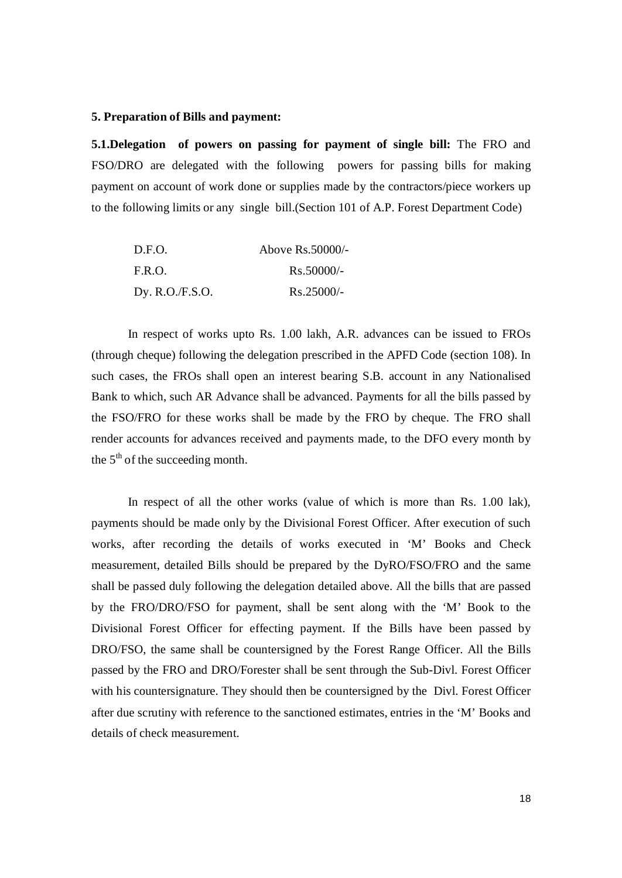**5. Preparation of Bills and payment:**

**5.1.Delegation of powers on passing for payment of single bill:** The FRO and FSO/DRO are delegated with the following powers for passing bills for making payment on account of work done or supplies made by the contractors/piece workers up to the following limits or any single bill.(Section 101 of A.P. Forest Department Code)

| | |
|---|---|
| D.F.O. | Above Rs.50000/- |
| F.R.O. | Rs.50000/- |
| Dy. R.O./F.S.O. | Rs.25000/- |

In respect of works upto Rs. 1.00 lakh, A.R. advances can be issued to FROs (through cheque) following the delegation prescribed in the APFD Code (section 108). In such cases, the FROs shall open an interest bearing S.B. account in any Nationalised Bank to which, such AR Advance shall be advanced. Payments for all the bills passed by the FSO/FRO for these works shall be made by the FRO by cheque. The FRO shall render accounts for advances received and payments made, to the DFO every month by the 5th of the succeeding month.

In respect of all the other works (value of which is more than Rs. 1.00 lak), payments should be made only by the Divisional Forest Officer. After execution of such works, after recording the details of works executed in 'M' Books and Check measurement, detailed Bills should be prepared by the DyRO/FSO/FRO and the same shall be passed duly following the delegation detailed above. All the bills that are passed by the FRO/DRO/FSO for payment, shall be sent along with the 'M' Book to the Divisional Forest Officer for effecting payment. If the Bills have been passed by DRO/FSO, the same shall be countersigned by the Forest Range Officer. All the Bills passed by the FRO and DRO/Forester shall be sent through the Sub-Divl. Forest Officer with his countersignature. They should then be countersigned by the Divl. Forest Officer after due scrutiny with reference to the sanctioned estimates, entries in the 'M' Books and details of check measurement.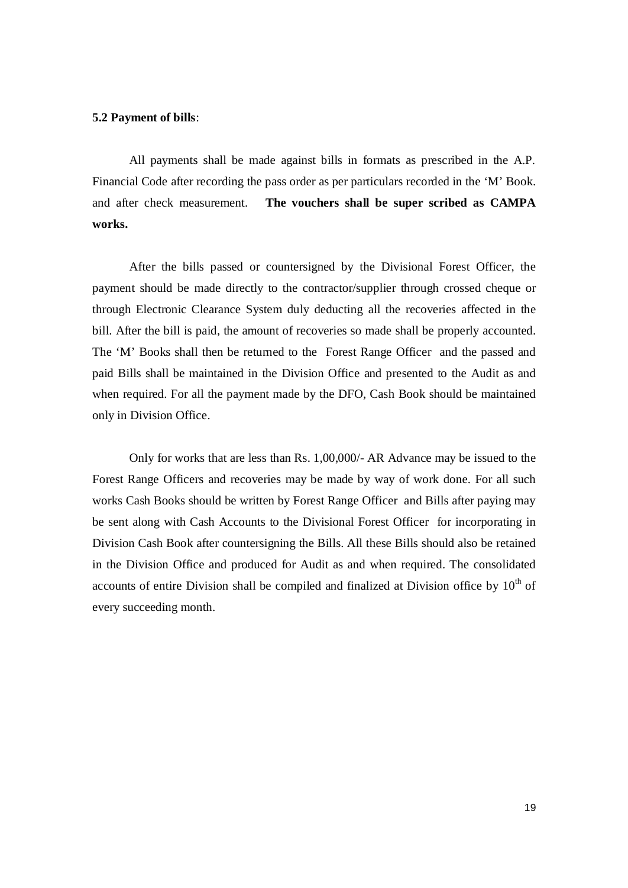**5.2 Payment of bills**:

All payments shall be made against bills in formats as prescribed in the A.P. Financial Code after recording the pass order as per particulars recorded in the 'M' Book. and after check measurement. **The vouchers shall be super scribed as CAMPA works.**

After the bills passed or countersigned by the Divisional Forest Officer, the payment should be made directly to the contractor/supplier through crossed cheque or through Electronic Clearance System duly deducting all the recoveries affected in the bill. After the bill is paid, the amount of recoveries so made shall be properly accounted. The 'M' Books shall then be returned to the Forest Range Officer and the passed and paid Bills shall be maintained in the Division Office and presented to the Audit as and when required. For all the payment made by the DFO, Cash Book should be maintained only in Division Office.

Only for works that are less than Rs. 1,00,000/- AR Advance may be issued to the Forest Range Officers and recoveries may be made by way of work done. For all such works Cash Books should be written by Forest Range Officer and Bills after paying may be sent along with Cash Accounts to the Divisional Forest Officer for incorporating in Division Cash Book after countersigning the Bills. All these Bills should also be retained in the Division Office and produced for Audit as and when required. The consolidated accounts of entire Division shall be compiled and finalized at Division office by 10th of every succeeding month.